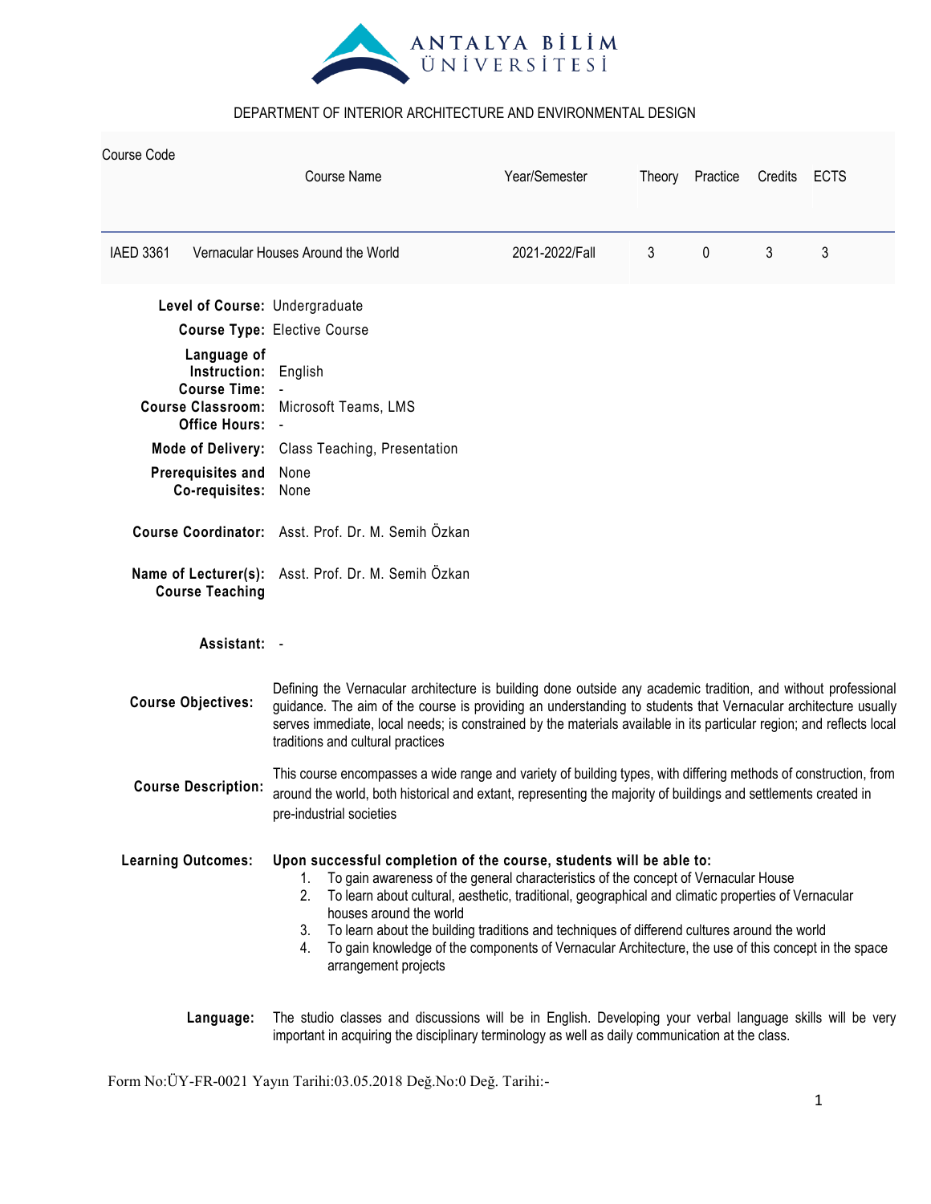ANTALYA BİLİM ÜNİVERSİTESİ

DEPARTMENT OF INTERIOR ARCHITECTURE AND ENVIRONMENTAL DESIGN

| Course Code | Course Name | Year/Semester | Theory | Practice | Credits | ECTS |
|---|---|---|---|---|---|---|
| IAED 3361 | Vernacular Houses Around the World | 2021-2022/Fall | 3 | 0 | 3 | 3 |

**Level of Course:** Undergraduate

**Course Type:** Elective Course

**Language of Instruction:** English

**Course Time:** -

**Course Classroom:** Microsoft Teams, LMS

**Office Hours:** -

**Mode of Delivery:** Class Teaching, Presentation

**Prerequisites and Co-requisites:** None None

**Course Coordinator:** Asst. Prof. Dr. M. Semih Özkan

**Name of Lecturer(s): Course Teaching** Asst. Prof. Dr. M. Semih Özkan

**Assistant:** -

**Course Objectives:** Defining the Vernacular architecture is building done outside any academic tradition, and without professional guidance. The aim of the course is providing an understanding to students that Vernacular architecture usually serves immediate, local needs; is constrained by the materials available in its particular region; and reflects local traditions and cultural practices

**Course Description:** This course encompasses a wide range and variety of building types, with differing methods of construction, from around the world, both historical and extant, representing the majority of buildings and settlements created in pre-industrial societies

**Learning Outcomes:** **Upon successful completion of the course, students will be able to:**

1. To gain awareness of the general characteristics of the concept of Vernacular House
2. To learn about cultural, aesthetic, traditional, geographical and climatic properties of Vernacular houses around the world
3. To learn about the building traditions and techniques of differend cultures around the world
4. To gain knowledge of the components of Vernacular Architecture, the use of this concept in the space arrangement projects

**Language:** The studio classes and discussions will be in English. Developing your verbal language skills will be very important in acquiring the disciplinary terminology as well as daily communication at the class.

Form No:ÜY-FR-0021 Yayın Tarihi:03.05.2018 Değ.No:0 Değ. Tarihi:-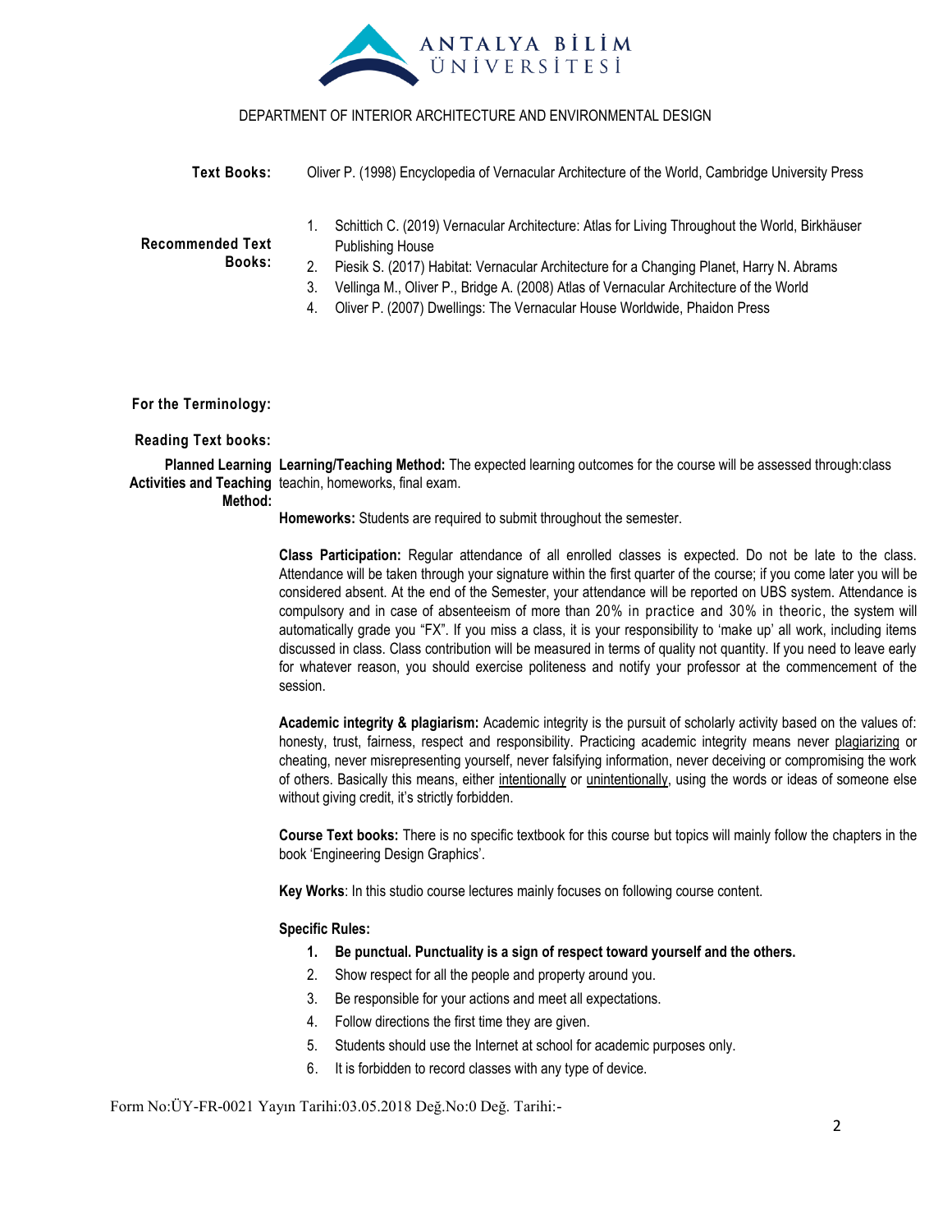DEPARTMENT OF INTERIOR ARCHITECTURE AND ENVIRONMENTAL DESIGN

**Text Books:** Oliver P. (1998) Encyclopedia of Vernacular Architecture of the World, Cambridge University Press

**Recommended Text Books:**

1. Schittich C. (2019) Vernacular Architecture: Atlas for Living Throughout the World, Birkhäuser Publishing House
2. Piesik S. (2017) Habitat: Vernacular Architecture for a Changing Planet, Harry N. Abrams
3. Vellinga M., Oliver P., Bridge A. (2008) Atlas of Vernacular Architecture of the World
4. Oliver P. (2007) Dwellings: The Vernacular House Worldwide, Phaidon Press

**For the Terminology:**

**Reading Text books:**

**Planned Learning Activities and Teaching Method:**

**Learning/Teaching Method:** The expected learning outcomes for the course will be assessed through:class teachin, homeworks, final exam.

**Homeworks:** Students are required to submit throughout the semester.

**Class Participation:** Regular attendance of all enrolled classes is expected. Do not be late to the class. Attendance will be taken through your signature within the first quarter of the course; if you come later you will be considered absent. At the end of the Semester, your attendance will be reported on UBS system. Attendance is compulsory and in case of absenteeism of more than 20% in practice and 30% in theoric, the system will automatically grade you "FX". If you miss a class, it is your responsibility to 'make up' all work, including items discussed in class. Class contribution will be measured in terms of quality not quantity. If you need to leave early for whatever reason, you should exercise politeness and notify your professor at the commencement of the session.

**Academic integrity & plagiarism:** Academic integrity is the pursuit of scholarly activity based on the values of: honesty, trust, fairness, respect and responsibility. Practicing academic integrity means never plagiarizing or cheating, never misrepresenting yourself, never falsifying information, never deceiving or compromising the work of others. Basically this means, either intentionally or unintentionally, using the words or ideas of someone else without giving credit, it's strictly forbidden.

**Course Text books:** There is no specific textbook for this course but topics will mainly follow the chapters in the book 'Engineering Design Graphics'.

**Key Works**: In this studio course lectures mainly focuses on following course content.

**Specific Rules:**

1. **Be punctual. Punctuality is a sign of respect toward yourself and the others.**
2. Show respect for all the people and property around you.
3. Be responsible for your actions and meet all expectations.
4. Follow directions the first time they are given.
5. Students should use the Internet at school for academic purposes only.
6. It is forbidden to record classes with any type of device.

Form No:ÜY-FR-0021 Yayın Tarihi:03.05.2018 Değ.No:0 Değ. Tarihi:-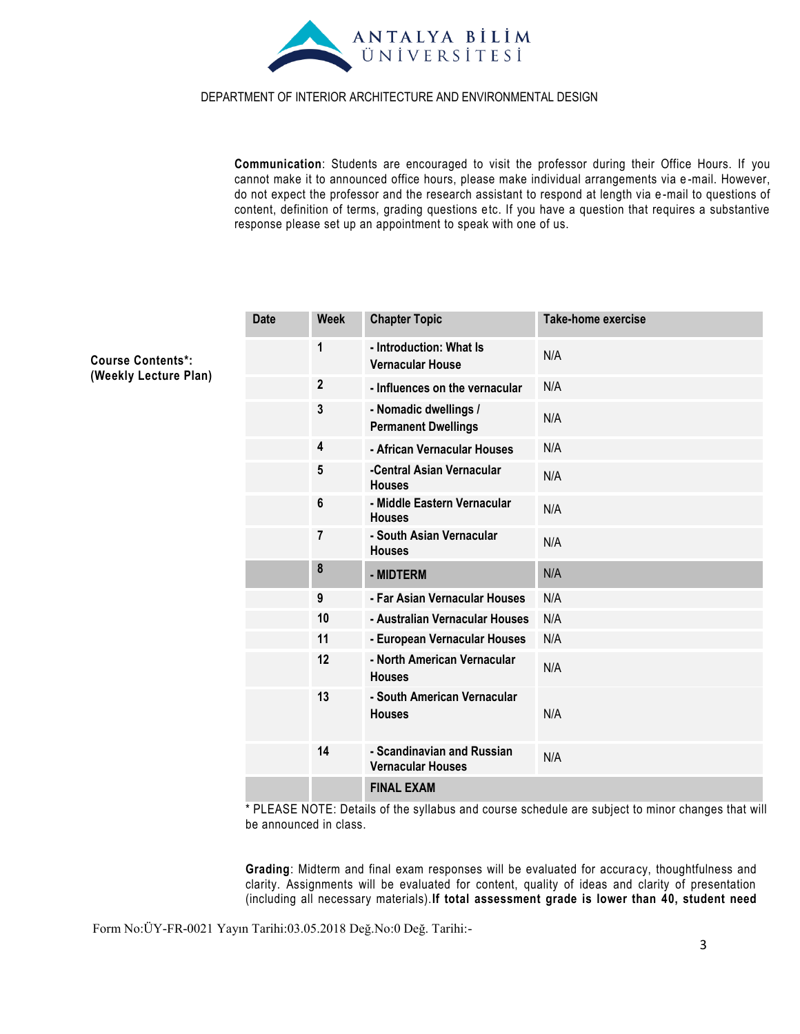DEPARTMENT OF INTERIOR ARCHITECTURE AND ENVIRONMENTAL DESIGN

**Communication**: Students are encouraged to visit the professor during their Office Hours. If you cannot make it to announced office hours, please make individual arrangements via e-mail. However, do not expect the professor and the research assistant to respond at length via e-mail to questions of content, definition of terms, grading questions etc. If you have a question that requires a substantive response please set up an appointment to speak with one of us.

**Course Contents*: (Weekly Lecture Plan)**

| Date | Week | Chapter Topic | Take-home exercise |
|---|---|---|---|
| | 1 | - Introduction: What Is Vernacular House | N/A |
| | 2 | - Influences on the vernacular | N/A |
| | 3 | - Nomadic dwellings / Permanent Dwellings | N/A |
| | 4 | - African Vernacular Houses | N/A |
| | 5 | -Central Asian Vernacular Houses | N/A |
| | 6 | - Middle Eastern Vernacular Houses | N/A |
| | 7 | - South Asian Vernacular Houses | N/A |
| | 8 | - MIDTERM | N/A |
| | 9 | - Far Asian Vernacular Houses | N/A |
| | 10 | - Australian Vernacular Houses | N/A |
| | 11 | - European Vernacular Houses | N/A |
| | 12 | - North American Vernacular Houses | N/A |
| | 13 | - South American Vernacular Houses | N/A |
| | 14 | - Scandinavian and Russian Vernacular Houses | N/A |
| | | FINAL EXAM | |

* PLEASE NOTE: Details of the syllabus and course schedule are subject to minor changes that will be announced in class.

**Grading**: Midterm and final exam responses will be evaluated for accuracy, thoughtfulness and clarity. Assignments will be evaluated for content, quality of ideas and clarity of presentation (including all necessary materials).**If total assessment grade is lower than 40, student need**

Form No:ÜY-FR-0021 Yayın Tarihi:03.05.2018 Değ.No:0 Değ. Tarihi:-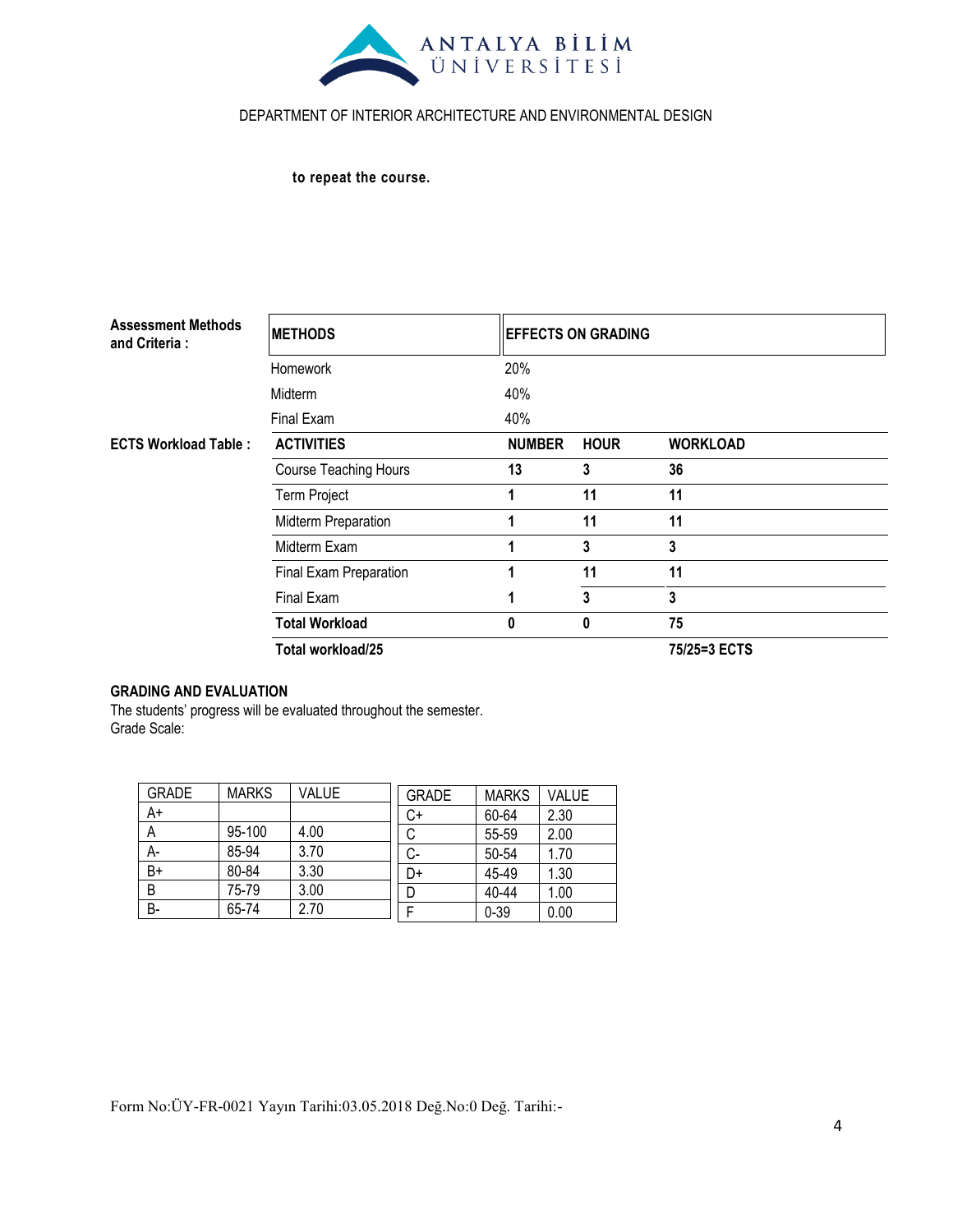**to repeat the course.**

**Assessment Methods and Criteria :**

| METHODS | EFFECTS ON GRADING |
|---|---|
| Homework | 20% |
| Midterm | 40% |
| Final Exam | 40% |

**ECTS Workload Table :**

| ACTIVITIES | NUMBER | HOUR | WORKLOAD |
|---|---|---|---|
| Course Teaching Hours | 13 | 3 | 36 |
| Term Project | 1 | 11 | 11 |
| Midterm Preparation | 1 | 11 | 11 |
| Midterm Exam | 1 | 3 | 3 |
| Final Exam Preparation | 1 | 11 | 11 |
| Final Exam | 1 | 3 | 3 |
| **Total Workload** | **0** | **0** | **75** |
| **Total workload/25** | | | **75/25=3 ECTS** |

**GRADING AND EVALUATION**

The students' progress will be evaluated throughout the semester.
Grade Scale:

| GRADE | MARKS | VALUE |
|---|---|---|
| A+ | | |
| A | 95-100 | 4.00 |
| A- | 85-94 | 3.70 |
| B+ | 80-84 | 3.30 |
| B | 75-79 | 3.00 |
| B- | 65-74 | 2.70 |

| GRADE | MARKS | VALUE |
|---|---|---|
| C+ | 60-64 | 2.30 |
| C | 55-59 | 2.00 |
| C- | 50-54 | 1.70 |
| D+ | 45-49 | 1.30 |
| D | 40-44 | 1.00 |
| F | 0-39 | 0.00 |

Form No:ÜY-FR-0021 Yayın Tarihi:03.05.2018 Değ.No:0 Değ. Tarihi:-